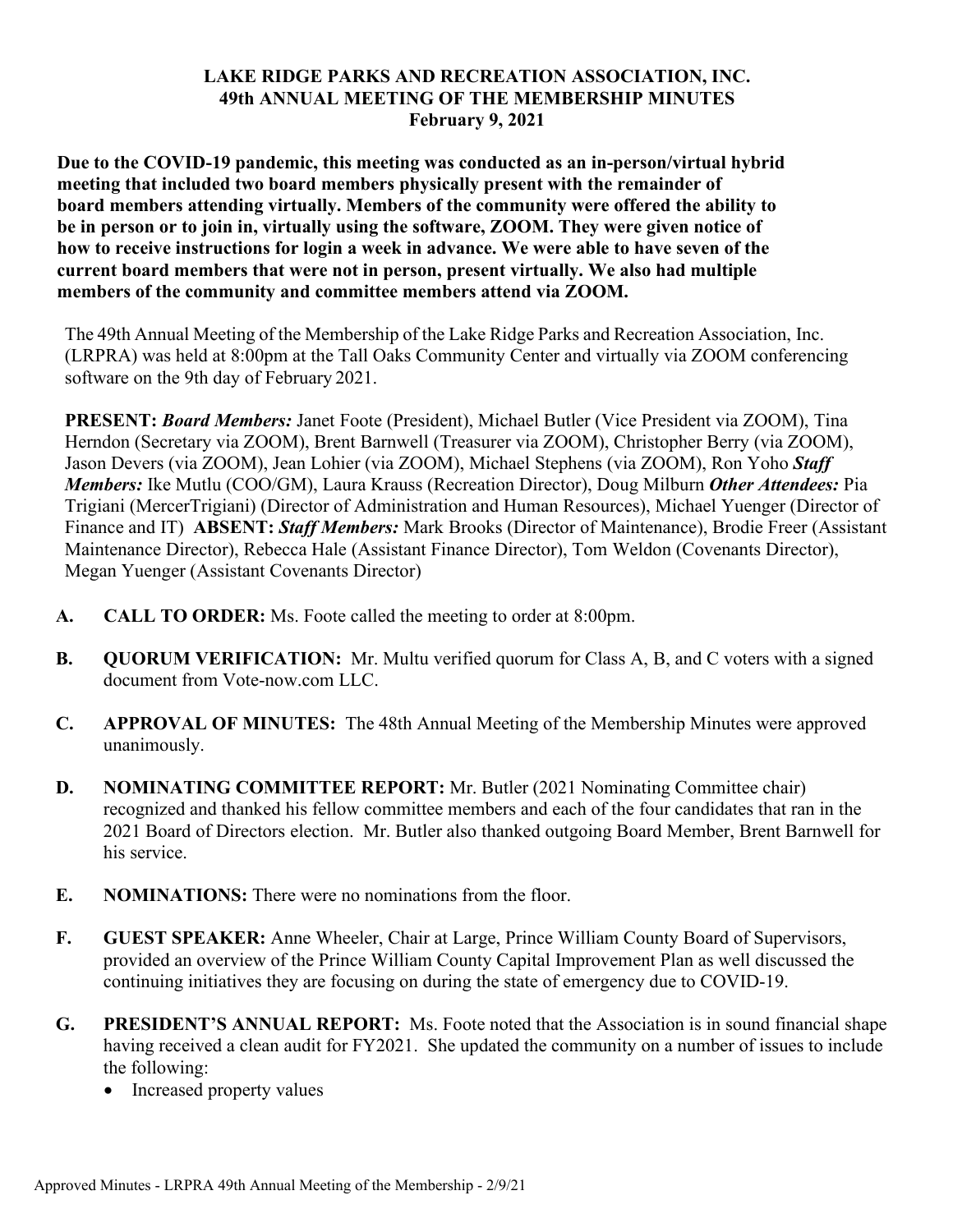**LAKE RIDGE PARKS AND RECREATION ASSOCIATION, INC.**
**49th ANNUAL MEETING OF THE MEMBERSHIP MINUTES**
**February 9, 2021**

**Due to the COVID-19 pandemic, this meeting was conducted as an in-person/virtual hybrid meeting that included two board members physically present with the remainder of board members attending virtually. Members of the community were offered the ability to be in person or to join in, virtually using the software, ZOOM. They were given notice of how to receive instructions for login a week in advance. We were able to have seven of the current board members that were not in person, present virtually. We also had multiple members of the community and committee members attend via ZOOM.**

The 49th Annual Meeting of the Membership of the Lake Ridge Parks and Recreation Association, Inc. (LRPRA) was held at 8:00pm at the Tall Oaks Community Center and virtually via ZOOM conferencing software on the 9th day of February 2021.

**PRESENT:** ***Board Members:*** Janet Foote (President), Michael Butler (Vice President via ZOOM), Tina Herndon (Secretary via ZOOM), Brent Barnwell (Treasurer via ZOOM), Christopher Berry (via ZOOM), Jason Devers (via ZOOM), Jean Lohier (via ZOOM), Michael Stephens (via ZOOM), Ron Yoho ***Staff Members:*** Ike Mutlu (COO/GM), Laura Krauss (Recreation Director), Doug Milburn ***Other Attendees:*** Pia Trigiani (MercerTrigiani) (Director of Administration and Human Resources), Michael Yuenger (Director of Finance and IT) **ABSENT:** ***Staff Members:*** Mark Brooks (Director of Maintenance), Brodie Freer (Assistant Maintenance Director), Rebecca Hale (Assistant Finance Director), Tom Weldon (Covenants Director), Megan Yuenger (Assistant Covenants Director)

**A. CALL TO ORDER:** Ms. Foote called the meeting to order at 8:00pm.

**B. QUORUM VERIFICATION:** Mr. Multu verified quorum for Class A, B, and C voters with a signed document from Vote-now.com LLC.

**C. APPROVAL OF MINUTES:** The 48th Annual Meeting of the Membership Minutes were approved unanimously.

**D. NOMINATING COMMITTEE REPORT:** Mr. Butler (2021 Nominating Committee chair) recognized and thanked his fellow committee members and each of the four candidates that ran in the 2021 Board of Directors election. Mr. Butler also thanked outgoing Board Member, Brent Barnwell for his service.

**E. NOMINATIONS:** There were no nominations from the floor.

**F. GUEST SPEAKER:** Anne Wheeler, Chair at Large, Prince William County Board of Supervisors, provided an overview of the Prince William County Capital Improvement Plan as well discussed the continuing initiatives they are focusing on during the state of emergency due to COVID-19.

**G. PRESIDENT'S ANNUAL REPORT:** Ms. Foote noted that the Association is in sound financial shape having received a clean audit for FY2021. She updated the community on a number of issues to include the following:

- Increased property values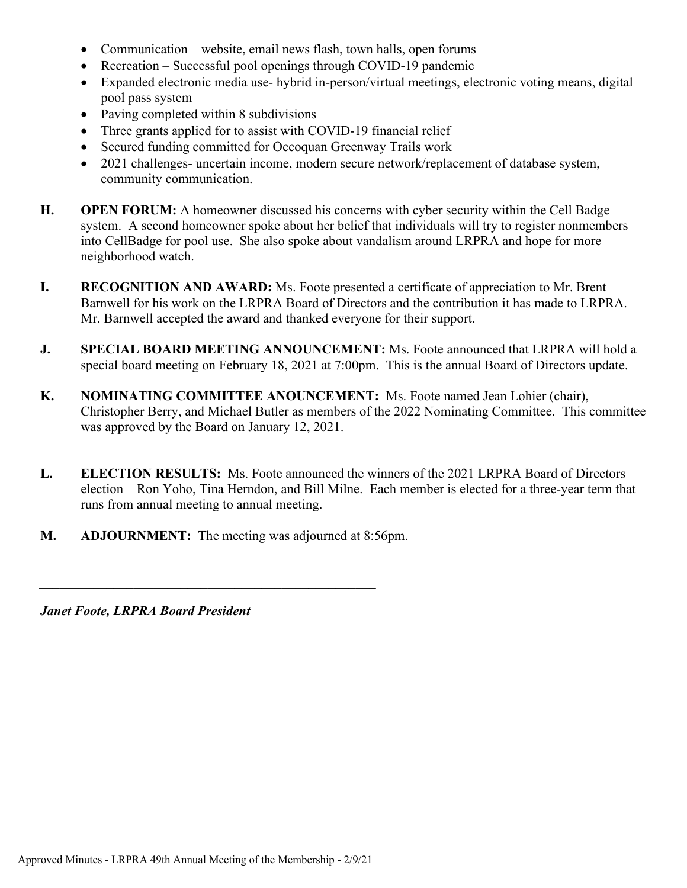- Communication – website, email news flash, town halls, open forums
- Recreation – Successful pool openings through COVID-19 pandemic
- Expanded electronic media use- hybrid in-person/virtual meetings, electronic voting means, digital pool pass system
- Paving completed within 8 subdivisions
- Three grants applied for to assist with COVID-19 financial relief
- Secured funding committed for Occoquan Greenway Trails work
- 2021 challenges- uncertain income, modern secure network/replacement of database system, community communication.

**H. OPEN FORUM:** A homeowner discussed his concerns with cyber security within the Cell Badge system. A second homeowner spoke about her belief that individuals will try to register nonmembers into CellBadge for pool use. She also spoke about vandalism around LRPRA and hope for more neighborhood watch.

**I. RECOGNITION AND AWARD:** Ms. Foote presented a certificate of appreciation to Mr. Brent Barnwell for his work on the LRPRA Board of Directors and the contribution it has made to LRPRA. Mr. Barnwell accepted the award and thanked everyone for their support.

**J. SPECIAL BOARD MEETING ANNOUNCEMENT:** Ms. Foote announced that LRPRA will hold a special board meeting on February 18, 2021 at 7:00pm. This is the annual Board of Directors update.

**K. NOMINATING COMMITTEE ANOUNCEMENT:** Ms. Foote named Jean Lohier (chair), Christopher Berry, and Michael Butler as members of the 2022 Nominating Committee. This committee was approved by the Board on January 12, 2021.

**L. ELECTION RESULTS:** Ms. Foote announced the winners of the 2021 LRPRA Board of Directors election – Ron Yoho, Tina Herndon, and Bill Milne. Each member is elected for a three-year term that runs from annual meeting to annual meeting.

**M. ADJOURNMENT:** The meeting was adjourned at 8:56pm.

\_\_\_\_\_\_\_\_\_\_\_\_\_\_\_\_\_\_\_\_\_\_\_\_\_\_\_\_\_\_\_\_\_\_\_\_\_\_\_\_\_\_\_\_\_\_\_\_

***Janet Foote, LRPRA Board President***

Approved Minutes - LRPRA 49th Annual Meeting of the Membership - 2/9/21